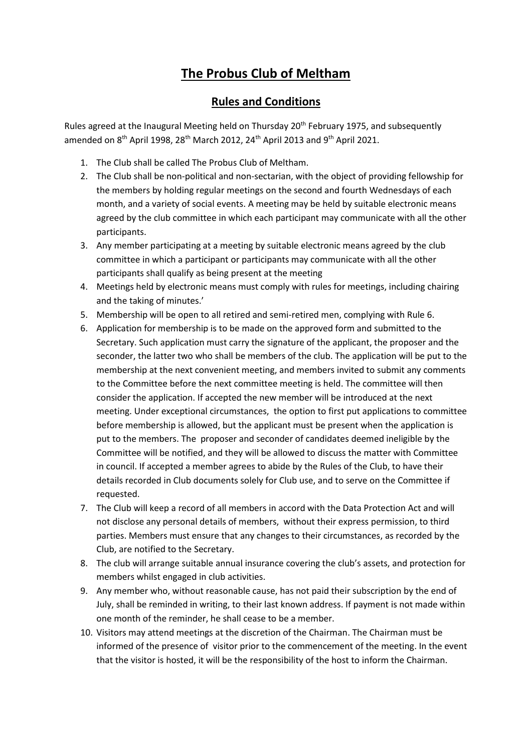# The Probus Club of Meltham

## Rules and Conditions

Rules agreed at the Inaugural Meeting held on Thursday 20th February 1975, and subsequently amended on 8th April 1998, 28th March 2012, 24th April 2013 and 9th April 2021.

1. The Club shall be called The Probus Club of Meltham.
2. The Club shall be non-political and non-sectarian, with the object of providing fellowship for the members by holding regular meetings on the second and fourth Wednesdays of each month, and a variety of social events. A meeting may be held by suitable electronic means agreed by the club committee in which each participant may communicate with all the other participants.
3. Any member participating at a meeting by suitable electronic means agreed by the club committee in which a participant or participants may communicate with all the other participants shall qualify as being present at the meeting
4. Meetings held by electronic means must comply with rules for meetings, including chairing and the taking of minutes.'
5. Membership will be open to all retired and semi-retired men, complying with Rule 6.
6. Application for membership is to be made on the approved form and submitted to the Secretary. Such application must carry the signature of the applicant, the proposer and the seconder, the latter two who shall be members of the club. The application will be put to the membership at the next convenient meeting, and members invited to submit any comments to the Committee before the next committee meeting is held. The committee will then consider the application. If accepted the new member will be introduced at the next meeting. Under exceptional circumstances, the option to first put applications to committee before membership is allowed, but the applicant must be present when the application is put to the members. The proposer and seconder of candidates deemed ineligible by the Committee will be notified, and they will be allowed to discuss the matter with Committee in council. If accepted a member agrees to abide by the Rules of the Club, to have their details recorded in Club documents solely for Club use, and to serve on the Committee if requested.
7. The Club will keep a record of all members in accord with the Data Protection Act and will not disclose any personal details of members, without their express permission, to third parties. Members must ensure that any changes to their circumstances, as recorded by the Club, are notified to the Secretary.
8. The club will arrange suitable annual insurance covering the club's assets, and protection for members whilst engaged in club activities.
9. Any member who, without reasonable cause, has not paid their subscription by the end of July, shall be reminded in writing, to their last known address. If payment is not made within one month of the reminder, he shall cease to be a member.
10. Visitors may attend meetings at the discretion of the Chairman. The Chairman must be informed of the presence of visitor prior to the commencement of the meeting. In the event that the visitor is hosted, it will be the responsibility of the host to inform the Chairman.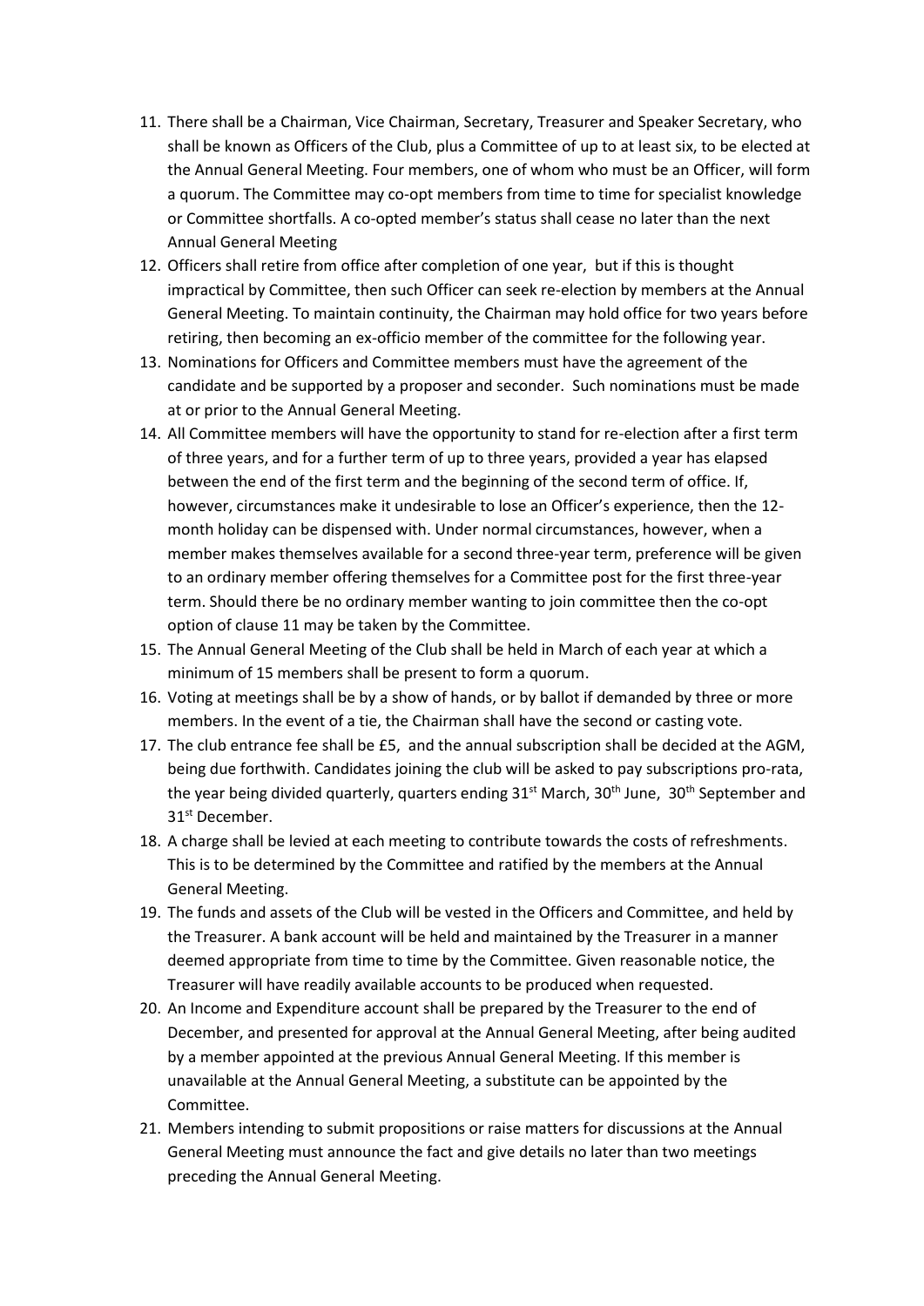11. There shall be a Chairman, Vice Chairman, Secretary, Treasurer and Speaker Secretary, who shall be known as Officers of the Club, plus a Committee of up to at least six, to be elected at the Annual General Meeting. Four members, one of whom who must be an Officer, will form a quorum. The Committee may co-opt members from time to time for specialist knowledge or Committee shortfalls. A co-opted member's status shall cease no later than the next Annual General Meeting
12. Officers shall retire from office after completion of one year, but if this is thought impractical by Committee, then such Officer can seek re-election by members at the Annual General Meeting. To maintain continuity, the Chairman may hold office for two years before retiring, then becoming an ex-officio member of the committee for the following year.
13. Nominations for Officers and Committee members must have the agreement of the candidate and be supported by a proposer and seconder. Such nominations must be made at or prior to the Annual General Meeting.
14. All Committee members will have the opportunity to stand for re-election after a first term of three years, and for a further term of up to three years, provided a year has elapsed between the end of the first term and the beginning of the second term of office. If, however, circumstances make it undesirable to lose an Officer's experience, then the 12-month holiday can be dispensed with. Under normal circumstances, however, when a member makes themselves available for a second three-year term, preference will be given to an ordinary member offering themselves for a Committee post for the first three-year term. Should there be no ordinary member wanting to join committee then the co-opt option of clause 11 may be taken by the Committee.
15. The Annual General Meeting of the Club shall be held in March of each year at which a minimum of 15 members shall be present to form a quorum.
16. Voting at meetings shall be by a show of hands, or by ballot if demanded by three or more members. In the event of a tie, the Chairman shall have the second or casting vote.
17. The club entrance fee shall be £5, and the annual subscription shall be decided at the AGM, being due forthwith. Candidates joining the club will be asked to pay subscriptions pro-rata, the year being divided quarterly, quarters ending 31st March, 30th June, 30th September and 31st December.
18. A charge shall be levied at each meeting to contribute towards the costs of refreshments. This is to be determined by the Committee and ratified by the members at the Annual General Meeting.
19. The funds and assets of the Club will be vested in the Officers and Committee, and held by the Treasurer. A bank account will be held and maintained by the Treasurer in a manner deemed appropriate from time to time by the Committee. Given reasonable notice, the Treasurer will have readily available accounts to be produced when requested.
20. An Income and Expenditure account shall be prepared by the Treasurer to the end of December, and presented for approval at the Annual General Meeting, after being audited by a member appointed at the previous Annual General Meeting. If this member is unavailable at the Annual General Meeting, a substitute can be appointed by the Committee.
21. Members intending to submit propositions or raise matters for discussions at the Annual General Meeting must announce the fact and give details no later than two meetings preceding the Annual General Meeting.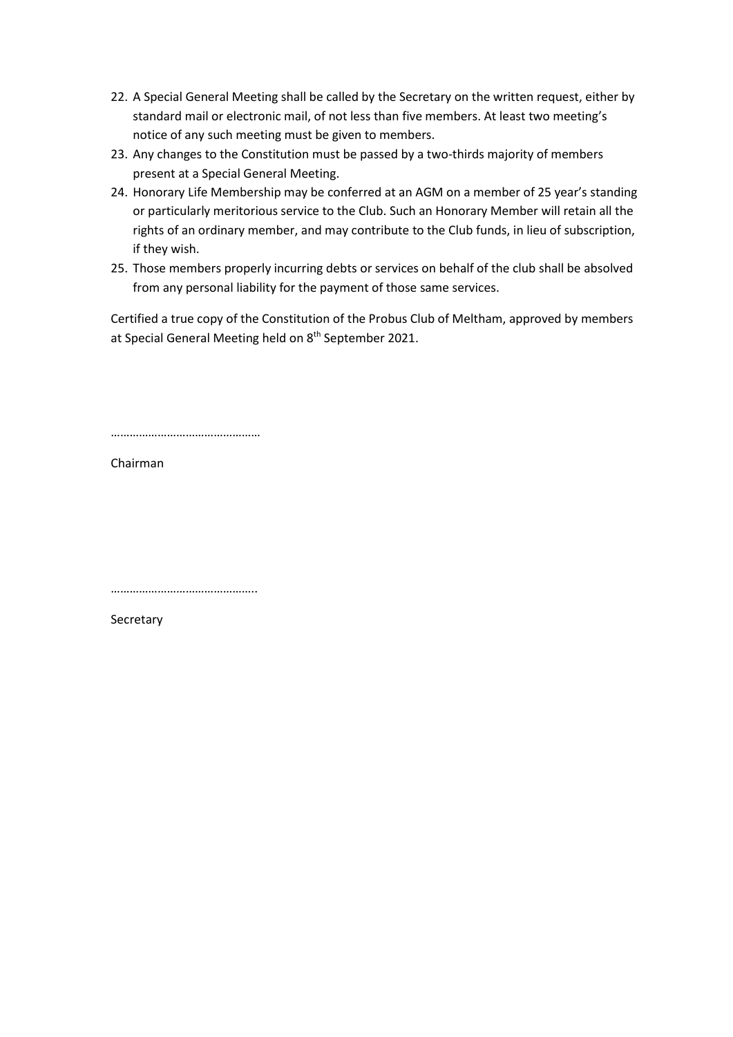22. A Special General Meeting shall be called by the Secretary on the written request, either by standard mail or electronic mail, of not less than five members. At least two meeting's notice of any such meeting must be given to members.
23. Any changes to the Constitution must be passed by a two-thirds majority of members present at a Special General Meeting.
24. Honorary Life Membership may be conferred at an AGM on a member of 25 year's standing or particularly meritorious service to the Club. Such an Honorary Member will retain all the rights of an ordinary member, and may contribute to the Club funds, in lieu of subscription, if they wish.
25. Those members properly incurring debts or services on behalf of the club shall be absolved from any personal liability for the payment of those same services.

Certified a true copy of the Constitution of the Probus Club of Meltham, approved by members at Special General Meeting held on 8th September 2021.

…………………………………………

Chairman

………………………………………..

Secretary